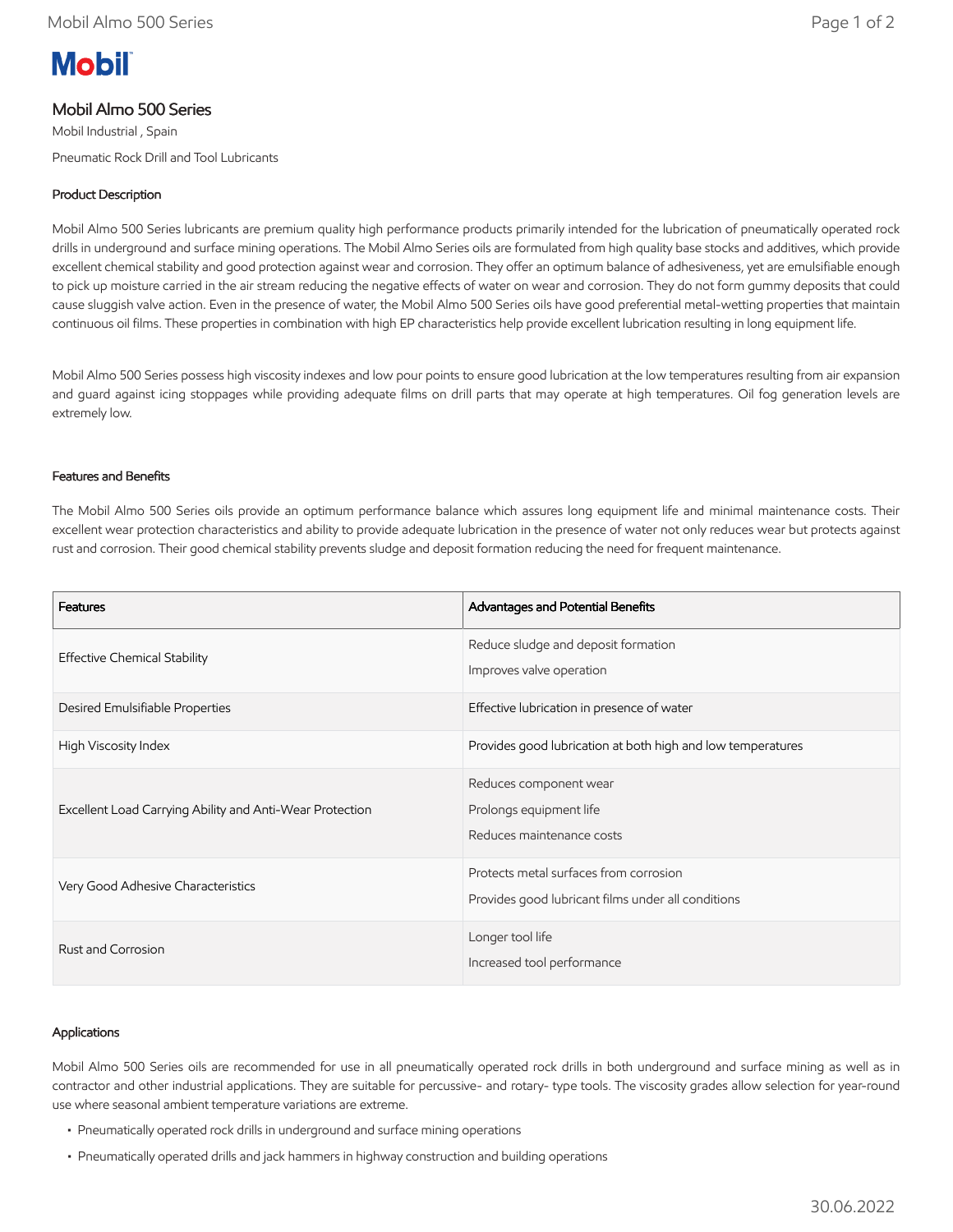**Mobil**

# Mobil Almo 500 Series

Mobil Industrial , Spain

Pneumatic Rock Drill and Tool Lubricants

## Product Description

Mobil Almo 500 Series lubricants are premium quality high performance products primarily intended for the lubrication of pneumatically operated rock drills in underground and surface mining operations. The Mobil Almo Series oils are formulated from high quality base stocks and additives, which provide excellent chemical stability and good protection against wear and corrosion. They offer an optimum balance of adhesiveness, yet are emulsifiable enough to pick up moisture carried in the air stream reducing the negative effects of water on wear and corrosion. They do not form gummy deposits that could cause sluggish valve action. Even in the presence of water, the Mobil Almo 500 Series oils have good preferential metal-wetting properties that maintain continuous oil films. These properties in combination with high EP characteristics help provide excellent lubrication resulting in long equipment life.

Mobil Almo 500 Series possess high viscosity indexes and low pour points to ensure good lubrication at the low temperatures resulting from air expansion and guard against icing stoppages while providing adequate films on drill parts that may operate at high temperatures. Oil fog generation levels are extremely low.

## Features and Benefits

The Mobil Almo 500 Series oils provide an optimum performance balance which assures long equipment life and minimal maintenance costs. Their excellent wear protection characteristics and ability to provide adequate lubrication in the presence of water not only reduces wear but protects against rust and corrosion. Their good chemical stability prevents sludge and deposit formation reducing the need for frequent maintenance.

| Features | Advantages and Potential Benefits |
|---|---|
| Effective Chemical Stability | Reduce sludge and deposit formation<br>Improves valve operation |
| Desired Emulsifiable Properties | Effective lubrication in presence of water |
| High Viscosity Index | Provides good lubrication at both high and low temperatures |
| Excellent Load Carrying Ability and Anti-Wear Protection | Reduces component wear<br>Prolongs equipment life<br>Reduces maintenance costs |
| Very Good Adhesive Characteristics | Protects metal surfaces from corrosion<br>Provides good lubricant films under all conditions |
| Rust and Corrosion | Longer tool life<br>Increased tool performance |

## Applications

Mobil Almo 500 Series oils are recommended for use in all pneumatically operated rock drills in both underground and surface mining as well as in contractor and other industrial applications. They are suitable for percussive- and rotary- type tools. The viscosity grades allow selection for year-round use where seasonal ambient temperature variations are extreme.

- Pneumatically operated rock drills in underground and surface mining operations
- Pneumatically operated drills and jack hammers in highway construction and building operations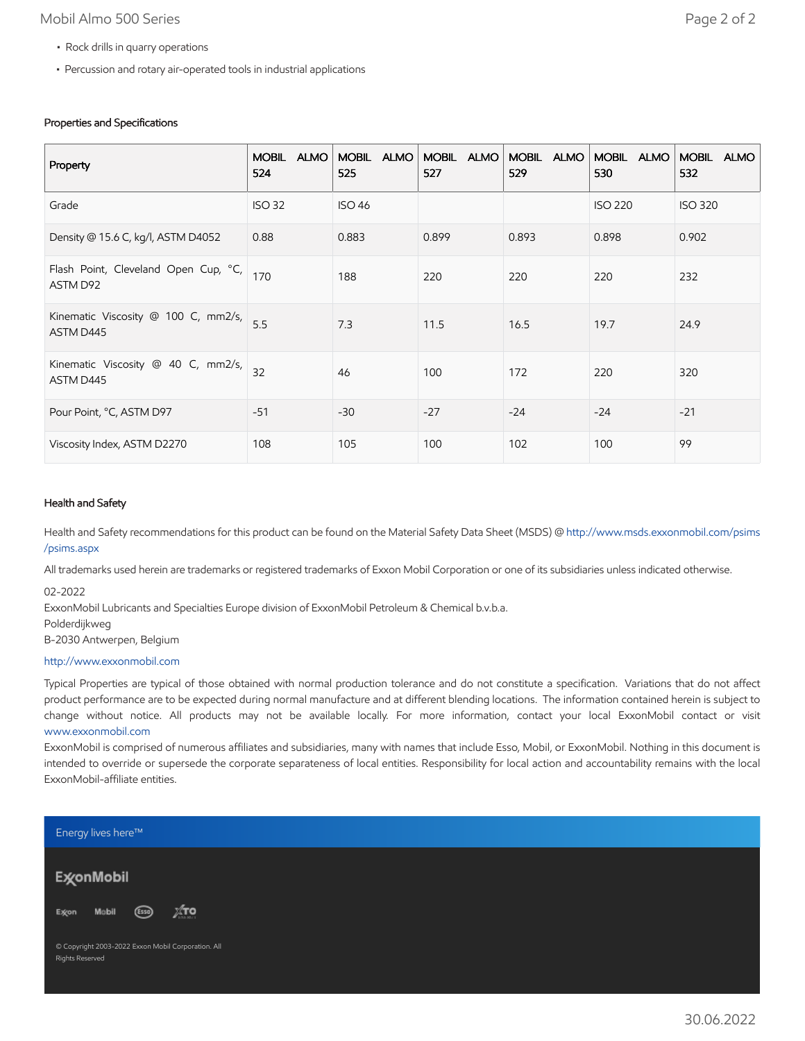- Rock drills in quarry operations
- Percussion and rotary air-operated tools in industrial applications

### Properties and Specifications

| Property | MOBIL ALMO 524 | MOBIL ALMO 525 | MOBIL ALMO 527 | MOBIL ALMO 529 | MOBIL ALMO 530 | MOBIL ALMO 532 |
|---|---|---|---|---|---|---|
| Grade | ISO 32 | ISO 46 | | | ISO 220 | ISO 320 |
| Density @ 15.6 C, kg/l, ASTM D4052 | 0.88 | 0.883 | 0.899 | 0.893 | 0.898 | 0.902 |
| Flash Point, Cleveland Open Cup, °C, ASTM D92 | 170 | 188 | 220 | 220 | 220 | 232 |
| Kinematic Viscosity @ 100 C, mm2/s, ASTM D445 | 5.5 | 7.3 | 11.5 | 16.5 | 19.7 | 24.9 |
| Kinematic Viscosity @ 40 C, mm2/s, ASTM D445 | 32 | 46 | 100 | 172 | 220 | 320 |
| Pour Point, °C, ASTM D97 | -51 | -30 | -27 | -24 | -24 | -21 |
| Viscosity Index, ASTM D2270 | 108 | 105 | 100 | 102 | 100 | 99 |

### Health and Safety

Health and Safety recommendations for this product can be found on the Material Safety Data Sheet (MSDS) @ http://www.msds.exxonmobil.com/psims/psims.aspx

All trademarks used herein are trademarks or registered trademarks of Exxon Mobil Corporation or one of its subsidiaries unless indicated otherwise.

02-2022
ExxonMobil Lubricants and Specialties Europe division of ExxonMobil Petroleum & Chemical b.v.b.a.
Polderdijkweg
B-2030 Antwerpen, Belgium

http://www.exxonmobil.com

Typical Properties are typical of those obtained with normal production tolerance and do not constitute a specification. Variations that do not affect product performance are to be expected during normal manufacture and at different blending locations. The information contained herein is subject to change without notice. All products may not be available locally. For more information, contact your local ExxonMobil contact or visit www.exxonmobil.com
ExxonMobil is comprised of numerous affiliates and subsidiaries, many with names that include Esso, Mobil, or ExxonMobil. Nothing in this document is intended to override or supersede the corporate separateness of local entities. Responsibility for local action and accountability remains with the local ExxonMobil-affiliate entities.

Energy lives here™

ExxonMobil

Exxon Mobil Esso XTO

© Copyright 2003-2022 Exxon Mobil Corporation. All Rights Reserved

30.06.2022